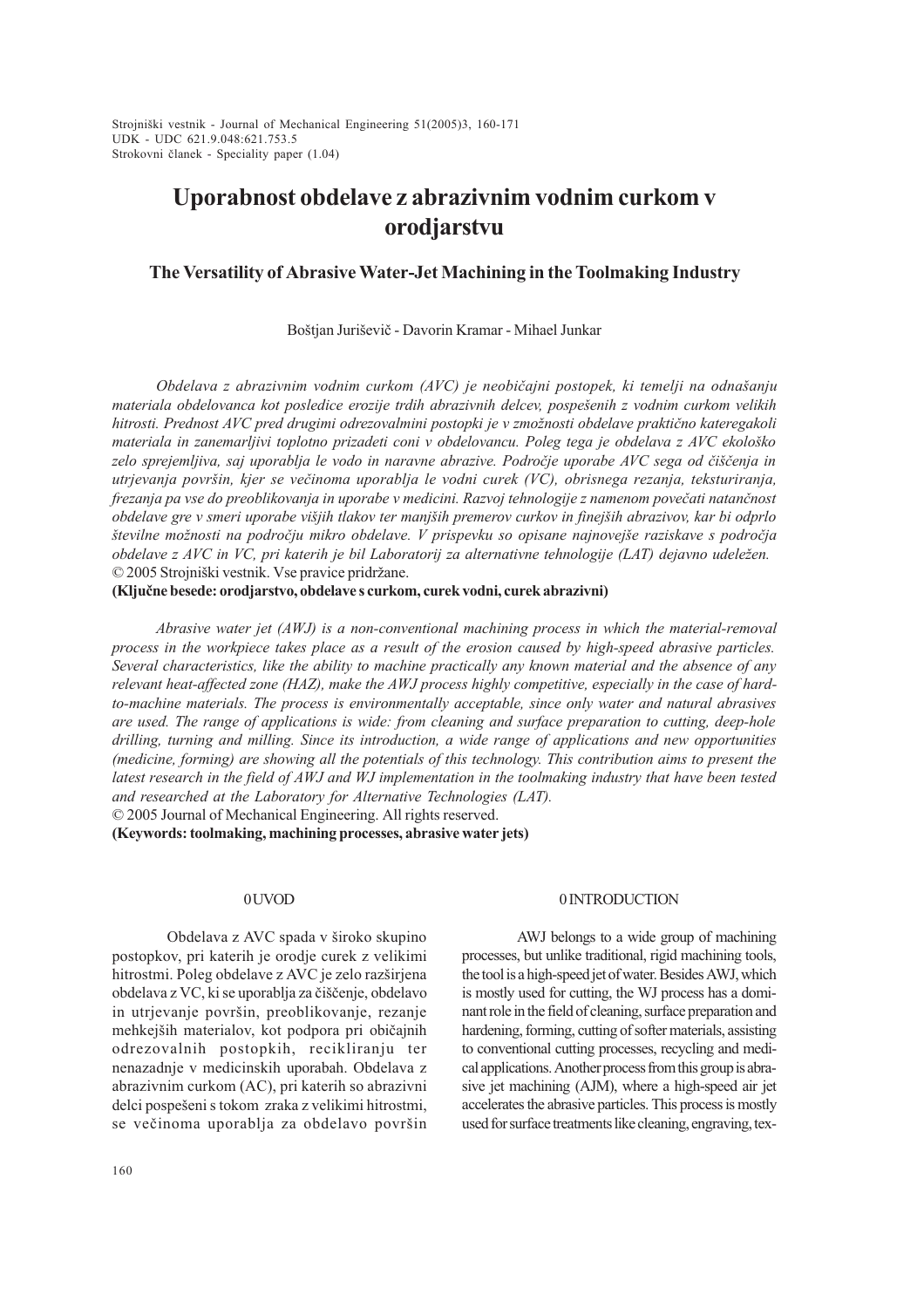Strojniški vestnik - Journal of Mechanical Engineering 51(2005)3, 160-171
UDK - UDC 621.9.048:621.753.5
Strokovni članek - Speciality paper (1.04)

# Uporabnost obdelave z abrazivnim vodnim curkom v orodjarstvu

## The Versatility of Abrasive Water-Jet Machining in the Toolmaking Industry

Boštjan Juriševič - Davorin Kramar - Mihael Junkar

*Obdelava z abrazivnim vodnim curkom (AVC) je neobičajni postopek, ki temelji na odnašanju materiala obdelovanca kot posledice erozije trdih abrazivnih delcev, pospešenih z vodnim curkom velikih hitrosti. Prednost AVC pred drugimi odrezovalnimi postopki je v zmožnosti obdelave praktično kateregakoli materiala in zanemarljivi toplotno prizadeti coni v obdelovancu. Poleg tega je obdelava z AVC ekološko zelo sprejemljiva, saj uporablja le vodo in naravne abrazive. Področje uporabe AVC sega od čiščenja in utrjevanja površin, kjer se večinoma uporablja le vodni curek (VC), obrisnega rezanja, teksturiranja, frezanja pa vse do preoblikovanja in uporabe v medicini. Razvoj tehnologije z namenom povečati natančnost obdelave gre v smeri uporabe višjih tlakov ter manjših premerov curkov in finejših abrazivov, kar bi odprlo številne možnosti na področju mikro obdelave. V prispevku so opisane najnovejše raziskave s področja obdelave z AVC in VC, pri katerih je bil Laboratorij za alternativne tehnologije (LAT) dejavno udeležen.*
© 2005 Strojniški vestnik. Vse pravice pridržane.

**(Ključne besede: orodjarstvo, obdelave s curkom, curek vodni, curek abrazivni)**

*Abrasive water jet (AWJ) is a non-conventional machining process in which the material-removal process in the workpiece takes place as a result of the erosion caused by high-speed abrasive particles. Several characteristics, like the ability to machine practically any known material and the absence of any relevant heat-affected zone (HAZ), make the AWJ process highly competitive, especially in the case of hard-to-machine materials. The process is environmentally acceptable, since only water and natural abrasives are used. The range of applications is wide: from cleaning and surface preparation to cutting, deep-hole drilling, turning and milling. Since its introduction, a wide range of applications and new opportunities (medicine, forming) are showing all the potentials of this technology. This contribution aims to present the latest research in the field of AWJ and WJ implementation in the toolmaking industry that have been tested and researched at the Laboratory for Alternative Technologies (LAT).*
© 2005 Journal of Mechanical Engineering. All rights reserved.

**(Keywords: toolmaking, machining processes, abrasive water jets)**

## 0 UVOD

Obdelava z AVC spada v široko skupino postopkov, pri katerih je orodje curek z velikimi hitrostmi. Poleg obdelave z AVC je zelo razširjena obdelava z VC, ki se uporablja za čiščenje, obdelavo in utrjevanje površin, preoblikovanje, rezanje mehkejših materialov, kot podpora pri običajnih odrezovalnih postopkih, recikliranju ter nenazadnje v medicinskih uporabah. Obdelava z abrazivnim curkom (AC), pri katerih so abrazivni delci pospešeni s tokom zraka z velikimi hitrostmi, se večinoma uporablja za obdelavo površin

## 0 INTRODUCTION

AWJ belongs to a wide group of machining processes, but unlike traditional, rigid machining tools, the tool is a high-speed jet of water. Besides AWJ, which is mostly used for cutting, the WJ process has a dominant role in the field of cleaning, surface preparation and hardening, forming, cutting of softer materials, assisting to conventional cutting processes, recycling and medical applications. Another process from this group is abrasive jet machining (AJM), where a high-speed air jet accelerates the abrasive particles. This process is mostly used for surface treatments like cleaning, engraving, tex-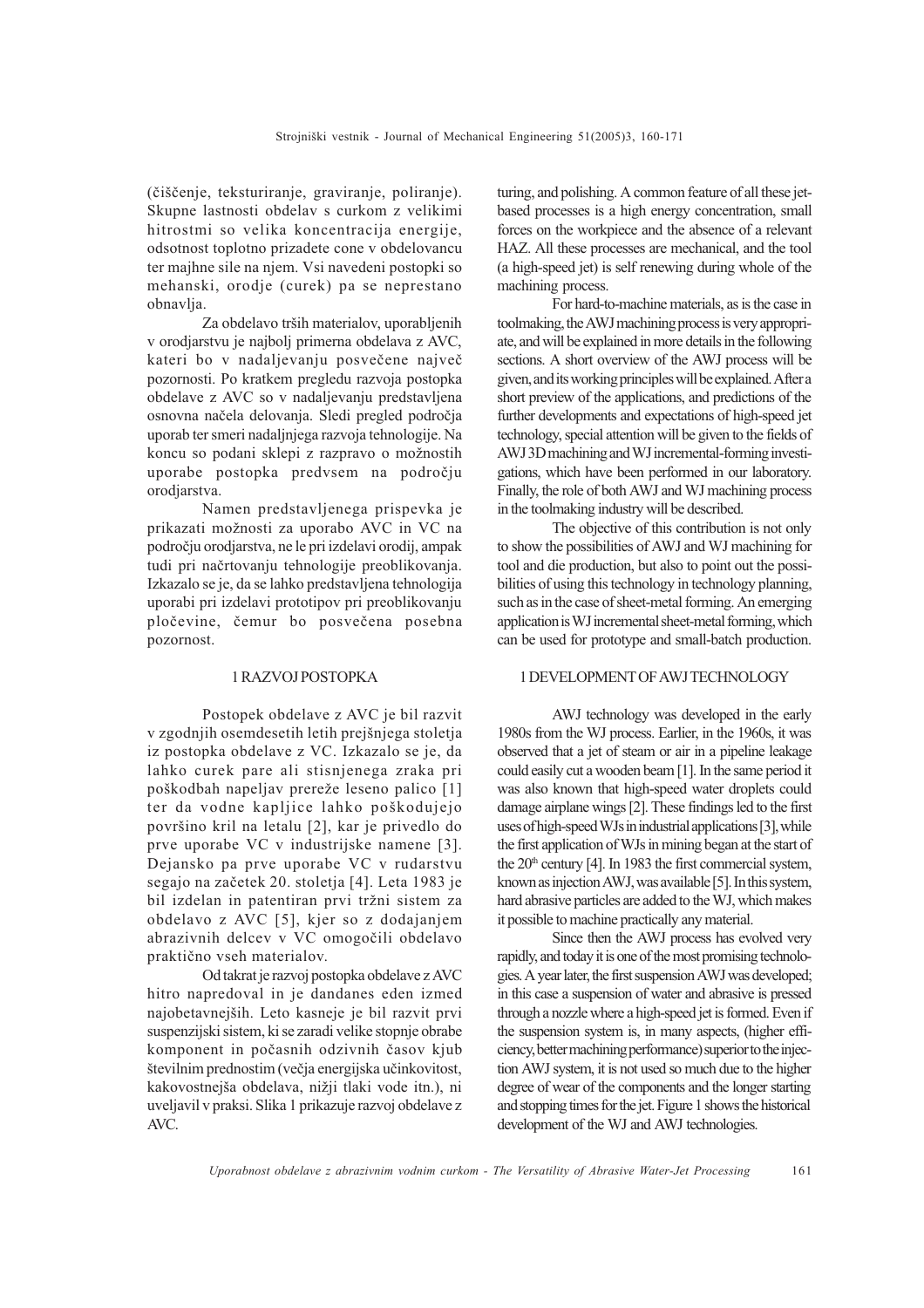(čiščenje, teksturiranje, graviranje, poliranje). Skupne lastnosti obdelav s curkom z velikimi hitrostmi so velika koncentracija energije, odsotnost toplotno prizadete cone v obdelovancu ter majhne sile na njem. Vsi navedeni postopki so mehanski, orodje (curek) pa se neprestano obnavlja.

Za obdelavo trših materialov, uporabljenih v orodjarstvu je najbolj primerna obdelava z AVC, kateri bo v nadaljevanju posvečene največ pozornosti. Po kratkem pregledu razvoja postopka obdelave z AVC so v nadaljevanju predstavljena osnovna načela delovanja. Sledi pregled področja uporab ter smeri nadaljnjega razvoja tehnologije. Na koncu so podani sklepi z razpravo o možnostih uporabe postopka predvsem na področju orodjarstva.

Namen predstavljenega prispevka je prikazati možnosti za uporabo AVC in VC na področju orodjarstva, ne le pri izdelavi orodij, ampak tudi pri načrtovanju tehnologije preoblikovanja. Izkazalo se je, da se lahko predstavljena tehnologija uporabi pri izdelavi prototipov pri preoblikovanju pločevine, čemur bo posvečena posebna pozornost.

## 1 RAZVOJ POSTOPKA

Postopek obdelave z AVC je bil razvit v zgodnjih osemdesetih letih prejšnjega stoletja iz postopka obdelave z VC. Izkazalo se je, da lahko curek pare ali stisnjenega zraka pri poškodbah napeljav prereže leseno palico [1] ter da vodne kapljice lahko poškodujejo površino kril na letalu [2], kar je privedlo do prve uporabe VC v industrijske namene [3]. Dejansko pa prve uporabe VC v rudarstvu segajo na začetek 20. stoletja [4]. Leta 1983 je bil izdelan in patentiran prvi tržni sistem za obdelavo z AVC [5], kjer so z dodajanjem abrazivnih delcev v VC omogočili obdelavo praktično vseh materialov.

Od takrat je razvoj postopka obdelave z AVC hitro napredoval in je dandanes eden izmed najobetavnejših. Leto kasneje je bil razvit prvi suspenzijski sistem, ki se zaradi velike stopnje obrabe komponent in počasnih odzivnih časov kljub številnim prednostim (večja energijska učinkovitost, kakovostnejša obdelava, nižji tlaki vode itn.), ni uveljavil v praksi. Slika 1 prikazuje razvoj obdelave z AVC.

turing, and polishing. A common feature of all these jet-based processes is a high energy concentration, small forces on the workpiece and the absence of a relevant HAZ. All these processes are mechanical, and the tool (a high-speed jet) is self renewing during whole of the machining process.

For hard-to-machine materials, as is the case in toolmaking, the AWJ machining process is very appropriate, and will be explained in more details in the following sections. A short overview of the AWJ process will be given, and its working principles will be explained. After a short preview of the applications, and predictions of the further developments and expectations of high-speed jet technology, special attention will be given to the fields of AWJ 3D machining and WJ incremental-forming investigations, which have been performed in our laboratory. Finally, the role of both AWJ and WJ machining process in the toolmaking industry will be described.

The objective of this contribution is not only to show the possibilities of AWJ and WJ machining for tool and die production, but also to point out the possibilities of using this technology in technology planning, such as in the case of sheet-metal forming. An emerging application is WJ incremental sheet-metal forming, which can be used for prototype and small-batch production.

## 1 DEVELOPMENT OF AWJ TECHNOLOGY

AWJ technology was developed in the early 1980s from the WJ process. Earlier, in the 1960s, it was observed that a jet of steam or air in a pipeline leakage could easily cut a wooden beam [1]. In the same period it was also known that high-speed water droplets could damage airplane wings [2]. These findings led to the first uses of high-speed WJs in industrial applications [3], while the first application of WJs in mining began at the start of the 20th century [4]. In 1983 the first commercial system, known as injection AWJ, was available [5]. In this system, hard abrasive particles are added to the WJ, which makes it possible to machine practically any material.

Since then the AWJ process has evolved very rapidly, and today it is one of the most promising technologies. A year later, the first suspension AWJ was developed; in this case a suspension of water and abrasive is pressed through a nozzle where a high-speed jet is formed. Even if the suspension system is, in many aspects, (higher efficiency, better machining performance) superior to the injection AWJ system, it is not used so much due to the higher degree of wear of the components and the longer starting and stopping times for the jet. Figure 1 shows the historical development of the WJ and AWJ technologies.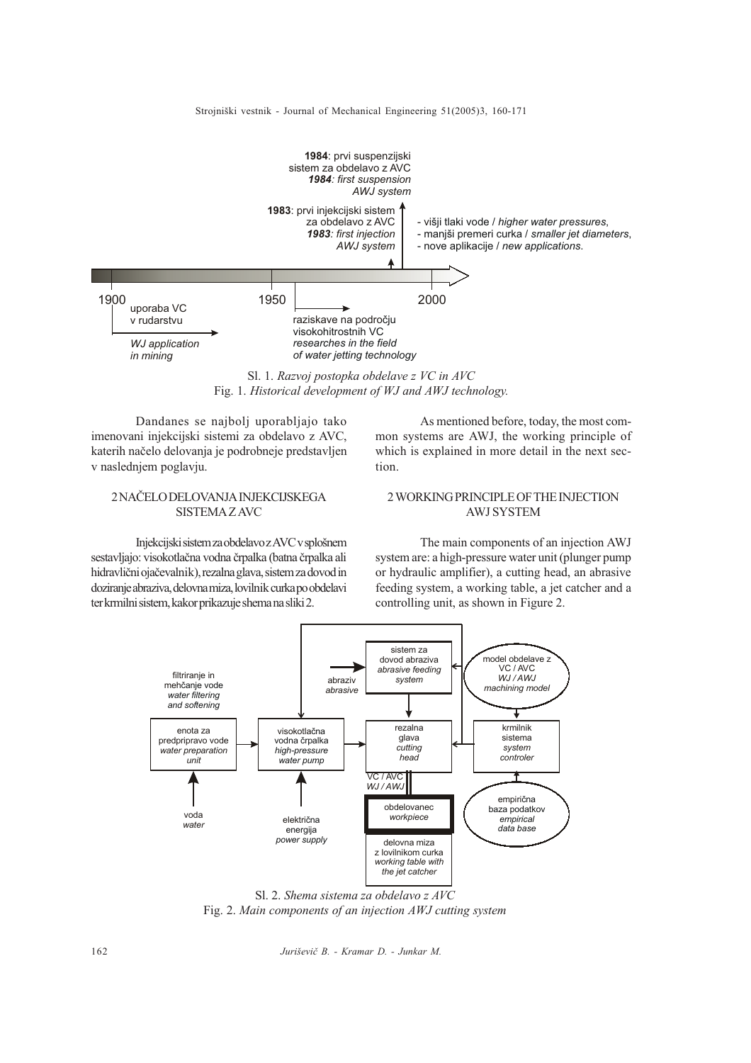Sl. 1. *Razvoj postopka obdelave z VC in AVC*
Fig. 1. *Historical development of WJ and AWJ technology.*

Dandanes se najbolj uporabljajo tako imenovani injekcijski sistemi za obdelavo z AVC, katerih načelo delovanja je podrobneje predstavljen v naslednjem poglavju.

As mentioned before, today, the most common systems are AWJ, the working principle of which is explained in more detail in the next section.

## 2 NAČELO DELOVANJA INJEKCIJSKEGA SISTEMA Z AVC

## 2 WORKING PRINCIPLE OF THE INJECTION AWJ SYSTEM

Injekcijski sistem za obdelavo z AVC v splošnem sestavljajo: visokotlačna vodna črpalka (batna črpalka ali hidravlični ojačevalnik), rezalna glava, sistem za dovod in doziranje abraziva, delovna miza, lovilnik curka po obdelavi ter krmilni sistem, kakor prikazuje shema na sliki 2.

The main components of an injection AWJ system are: a high-pressure water unit (plunger pump or hydraulic amplifier), a cutting head, an abrasive feeding system, a working table, a jet catcher and a controlling unit, as shown in Figure 2.

Sl. 2. *Shema sistema za obdelavo z AVC*
Fig. 2. *Main components of an injection AWJ cutting system*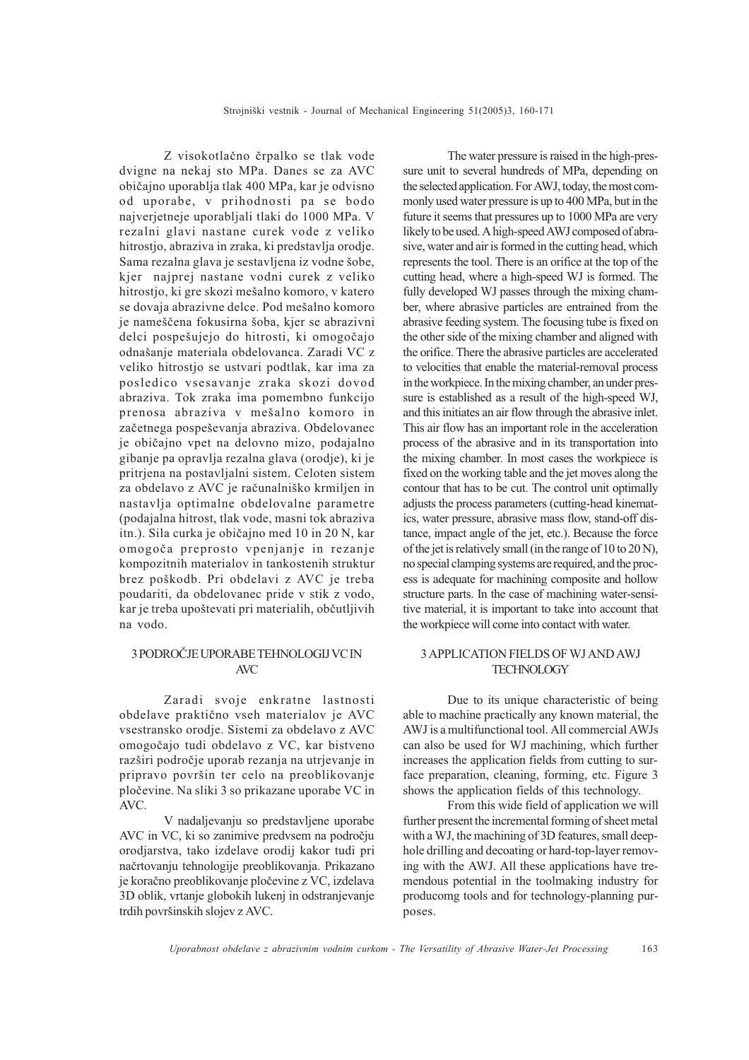Z visokotlačno črpalko se tlak vode dvigne na nekaj sto MPa. Danes se za AVC običajno uporablja tlak 400 MPa, kar je odvisno od uporabe, v prihodnosti pa se bodo najverjetneje uporabljali tlaki do 1000 MPa. V rezalni glavi nastane curek vode z veliko hitrostjo, abraziva in zraka, ki predstavlja orodje. Sama rezalna glava je sestavljena iz vodne šobe, kjer najprej nastane vodni curek z veliko hitrostjo, ki gre skozi mešalno komoro, v katero se dovaja abrazivne delce. Pod mešalno komoro je nameščena fokusirna šoba, kjer se abrazivni delci pospešujejo do hitrosti, ki omogočajo odnašanje materiala obdelovanca. Zaradi VC z veliko hitrostjo se ustvari podtlak, kar ima za posledico vsesavanje zraka skozi dovod abraziva. Tok zraka ima pomembno funkcijo prenosa abraziva v mešalno komoro in začetnega pospeševanja abraziva. Obdelovanec je običajno vpet na delovno mizo, podajalno gibanje pa opravlja rezalna glava (orodje), ki je pritrjena na postavljalni sistem. Celoten sistem za obdelavo z AVC je računalniško krmiljen in nastavlja optimalne obdelovalne parametre (podajalna hitrost, tlak vode, masni tok abraziva itn.). Sila curka je običajno med 10 in 20 N, kar omogoča preprosto vpenjanje in rezanje kompozitnih materialov in tankostenih struktur brez poškodb. Pri obdelavi z AVC je treba poudariti, da obdelovanec pride v stik z vodo, kar je treba upoštevati pri materialih, občutljivih na vodo.

## 3 PODROČJE UPORABE TEHNOLOGIJ VC IN AVC

Zaradi svoje enkratne lastnosti obdelave praktično vseh materialov je AVC vsestransko orodje. Sistemi za obdelavo z AVC omogočajo tudi obdelavo z VC, kar bistveno razširi področje uporab rezanja na utrjevanje in pripravo površin ter celo na preoblikovanje pločevine. Na sliki 3 so prikazane uporabe VC in AVC.

V nadaljevanju so predstavljene uporabe AVC in VC, ki so zanimive predvsem na področju orodjarstva, tako izdelave orodij kakor tudi pri načrtovanju tehnologije preoblikovanja. Prikazano je koračno preoblikovanje pločevine z VC, izdelava 3D oblik, vrtanje globokih lukenj in odstranjevanje trdih površinskih slojev z AVC.

The water pressure is raised in the high-pressure unit to several hundreds of MPa, depending on the selected application. For AWJ, today, the most commonly used water pressure is up to 400 MPa, but in the future it seems that pressures up to 1000 MPa are very likely to be used. A high-speed AWJ composed of abrasive, water and air is formed in the cutting head, which represents the tool. There is an orifice at the top of the cutting head, where a high-speed WJ is formed. The fully developed WJ passes through the mixing chamber, where abrasive particles are entrained from the abrasive feeding system. The focusing tube is fixed on the other side of the mixing chamber and aligned with the orifice. There the abrasive particles are accelerated to velocities that enable the material-removal process in the workpiece. In the mixing chamber, an under pressure is established as a result of the high-speed WJ, and this initiates an air flow through the abrasive inlet. This air flow has an important role in the acceleration process of the abrasive and in its transportation into the mixing chamber. In most cases the workpiece is fixed on the working table and the jet moves along the contour that has to be cut. The control unit optimally adjusts the process parameters (cutting-head kinematics, water pressure, abrasive mass flow, stand-off distance, impact angle of the jet, etc.). Because the force of the jet is relatively small (in the range of 10 to 20 N), no special clamping systems are required, and the process is adequate for machining composite and hollow structure parts. In the case of machining water-sensitive material, it is important to take into account that the workpiece will come into contact with water.

## 3 APPLICATION FIELDS OF WJ AND AWJ TECHNOLOGY

Due to its unique characteristic of being able to machine practically any known material, the AWJ is a multifunctional tool. All commercial AWJs can also be used for WJ machining, which further increases the application fields from cutting to surface preparation, cleaning, forming, etc. Figure 3 shows the application fields of this technology.

From this wide field of application we will further present the incremental forming of sheet metal with a WJ, the machining of 3D features, small deep-hole drilling and decoating or hard-top-layer removing with the AWJ. All these applications have tremendous potential in the toolmaking industry for producomg tools and for technology-planning purposes.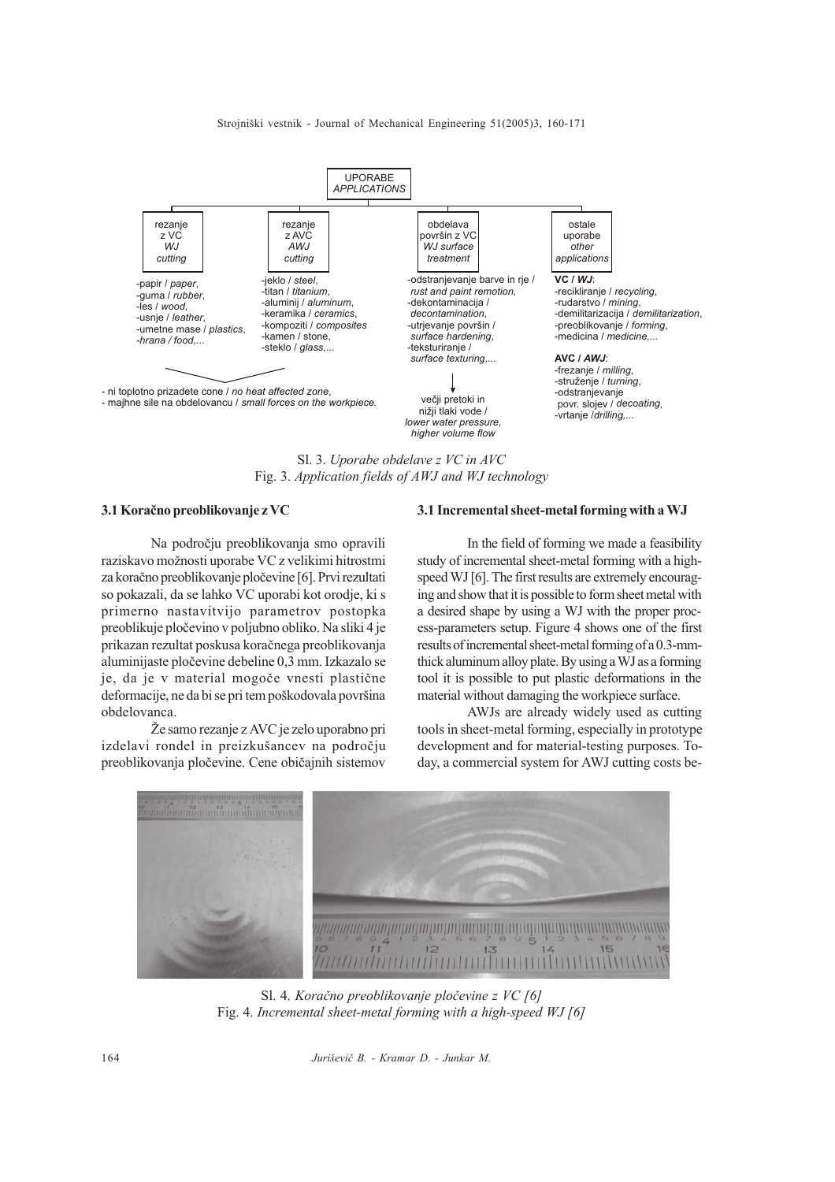UPORABE / *APPLICATIONS*

- rezanje z VC / *WJ cutting*
  - papir / *paper*,
  - guma / *rubber*,
  - les / *wood*,
  - usnje / *leather*,
  - umetne mase / *plastics*,
  - *hrana / food,...*
- rezanje z AVC / *AWJ cutting*
  - jeklo / *steel*,
  - titan / *titanium*,
  - aluminij / *aluminum*,
  - keramika / *ceramics*,
  - kompoziti / *composites*
  - kamen / stone,
  - steklo / *glass,...*

- ni toplotno prizadete cone / *no heat affected zone*,
- majhne sile na obdelovancu / *small forces on the workpiece.*

- obdelava površin z VC / *WJ surface treatment*
  - odstranjevanje barve in rje / *rust and paint remotion,*
  - dekontaminacija / *decontamination*,
  - utrjevanje površin / *surface hardening*,
  - teksturiranje / *surface texturing,...*

  večji pretoki in nižji tlaki vode / *lower water pressure, higher volume flow*

- ostale uporabe / *other applications*
  - **VC / *WJ***:
    - recikliranje / *recycling*,
    - rudarstvo / *mining*,
    - demilitarizacija / *demilitarization*,
    - preoblikovanje / *forming*,
    - medicina / *medicine,...*
  - **AVC / *AWJ***:
    - frezanje / *milling*,
    - struženje / *turning*,
    - odstranjevanje povr. slojev / *decoating*,
    - vrtanje /*drilling,...*

Sl. 3. *Uporabe obdelave z VC in AVC*
Fig. 3. *Application fields of AWJ and WJ technology*

### 3.1 Koračno preoblikovanje z VC

Na področju preoblikovanja smo opravili raziskavo možnosti uporabe VC z velikimi hitrostmi za koračno preoblikovanje pločevine [6]. Prvi rezultati so pokazali, da se lahko VC uporabi kot orodje, ki s primerno nastavitvijo parametrov postopka preoblikuje pločevino v poljubno obliko. Na sliki 4 je prikazan rezultat poskusa koračnega preoblikovanja aluminijaste pločevine debeline 0,3 mm. Izkazalo se je, da je v material mogoče vnesti plastične deformacije, ne da bi se pri tem poškodovala površina obdelovanca.

Že samo rezanje z AVC je zelo uporabno pri izdelavi rondel in preizkušancev na področju preoblikovanja pločevine. Cene običajnih sistemov

### 3.1 Incremental sheet-metal forming with a WJ

In the field of forming we made a feasibility study of incremental sheet-metal forming with a high-speed WJ [6]. The first results are extremely encouraging and show that it is possible to form sheet metal with a desired shape by using a WJ with the proper process-parameters setup. Figure 4 shows one of the first results of incremental sheet-metal forming of a 0.3-mm-thick aluminum alloy plate. By using a WJ as a forming tool it is possible to put plastic deformations in the material without damaging the workpiece surface.

AWJs are already widely used as cutting tools in sheet-metal forming, especially in prototype development and for material-testing purposes. Today, a commercial system for AWJ cutting costs be-

Sl. 4. *Koračno preoblikovanje pločevine z VC [6]*
Fig. 4. *Incremental sheet-metal forming with a high-speed WJ [6]*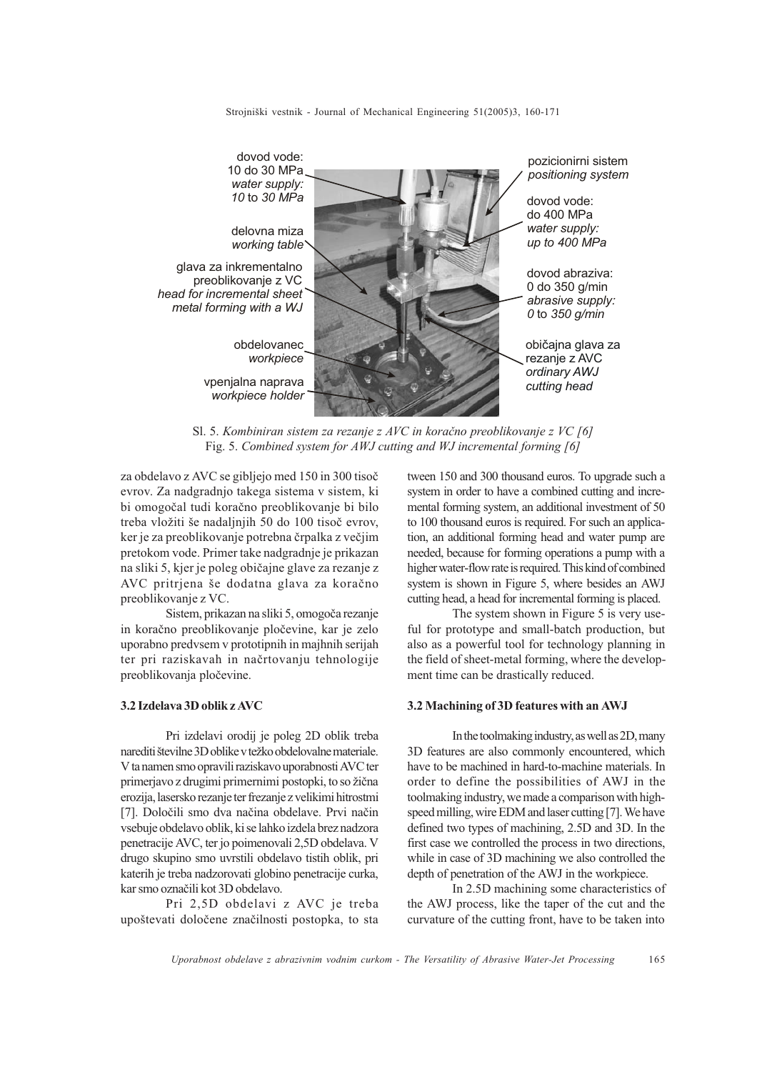dovod vode: 10 do 30 MPa
*water supply: 10 to 30 MPa*

delovna miza
*working table*

glava za inkrementalno preoblikovanje z VC
*head for incremental sheet metal forming with a WJ*

obdelovanec
*workpiece*

vpenjalna naprava
*workpiece holder*

pozicionirni sistem
*positioning system*

dovod vode: do 400 MPa
*water supply: up to 400 MPa*

dovod abraziva: 0 do 350 g/min
*abrasive supply: 0 to 350 g/min*

običajna glava za rezanje z AVC
*ordinary AWJ cutting head*

Sl. 5. *Kombiniran sistem za rezanje z AVC in koračno preoblikovanje z VC [6]*
Fig. 5. *Combined system for AWJ cutting and WJ incremental forming [6]*

za obdelavo z AVC se gibljejo med 150 in 300 tisoč evrov. Za nadgradnjo takega sistema v sistem, ki bi omogočal tudi koračno preoblikovanje bi bilo treba vložiti še nadaljnjih 50 do 100 tisoč evrov, ker je za preoblikovanje potrebna črpalka z večjim pretokom vode. Primer take nadgradnje je prikazan na sliki 5, kjer je poleg običajne glave za rezanje z AVC pritrjena še dodatna glava za koračno preoblikovanje z VC.

Sistem, prikazan na sliki 5, omogoča rezanje in koračno preoblikovanje pločevine, kar je zelo uporabno predvsem v prototipnih in majhnih serijah ter pri raziskavah in načrtovanju tehnologije preoblikovanja pločevine.

### 3.2 Izdelava 3D oblik z AVC

Pri izdelavi orodij je poleg 2D oblik treba narediti številne 3D oblike v težko obdelovalne materiale. V ta namen smo opravili raziskavo uporabnosti AVC ter primerjavo z drugimi primernimi postopki, to so žična erozija, lasersko rezanje ter frezanje z velikimi hitrostmi [7]. Določili smo dva načina obdelave. Prvi način vsebuje obdelavo oblik, ki se lahko izdela brez nadzora penetracije AVC, ter jo poimenovali 2,5D obdelava. V drugo skupino smo uvrstili obdelavo tistih oblik, pri katerih je treba nadzorovati globino penetracije curka, kar smo označili kot 3D obdelavo.

Pri 2,5D obdelavi z AVC je treba upoštevati določene značilnosti postopka, to sta

tween 150 and 300 thousand euros. To upgrade such a system in order to have a combined cutting and incremental forming system, an additional investment of 50 to 100 thousand euros is required. For such an application, an additional forming head and water pump are needed, because for forming operations a pump with a higher water-flow rate is required. This kind of combined system is shown in Figure 5, where besides an AWJ cutting head, a head for incremental forming is placed.

The system shown in Figure 5 is very useful for prototype and small-batch production, but also as a powerful tool for technology planning in the field of sheet-metal forming, where the development time can be drastically reduced.

### 3.2 Machining of 3D features with an AWJ

In the toolmaking industry, as well as 2D, many 3D features are also commonly encountered, which have to be machined in hard-to-machine materials. In order to define the possibilities of AWJ in the toolmaking industry, we made a comparison with high-speed milling, wire EDM and laser cutting [7]. We have defined two types of machining, 2.5D and 3D. In the first case we controlled the process in two directions, while in case of 3D machining we also controlled the depth of penetration of the AWJ in the workpiece.

In 2.5D machining some characteristics of the AWJ process, like the taper of the cut and the curvature of the cutting front, have to be taken into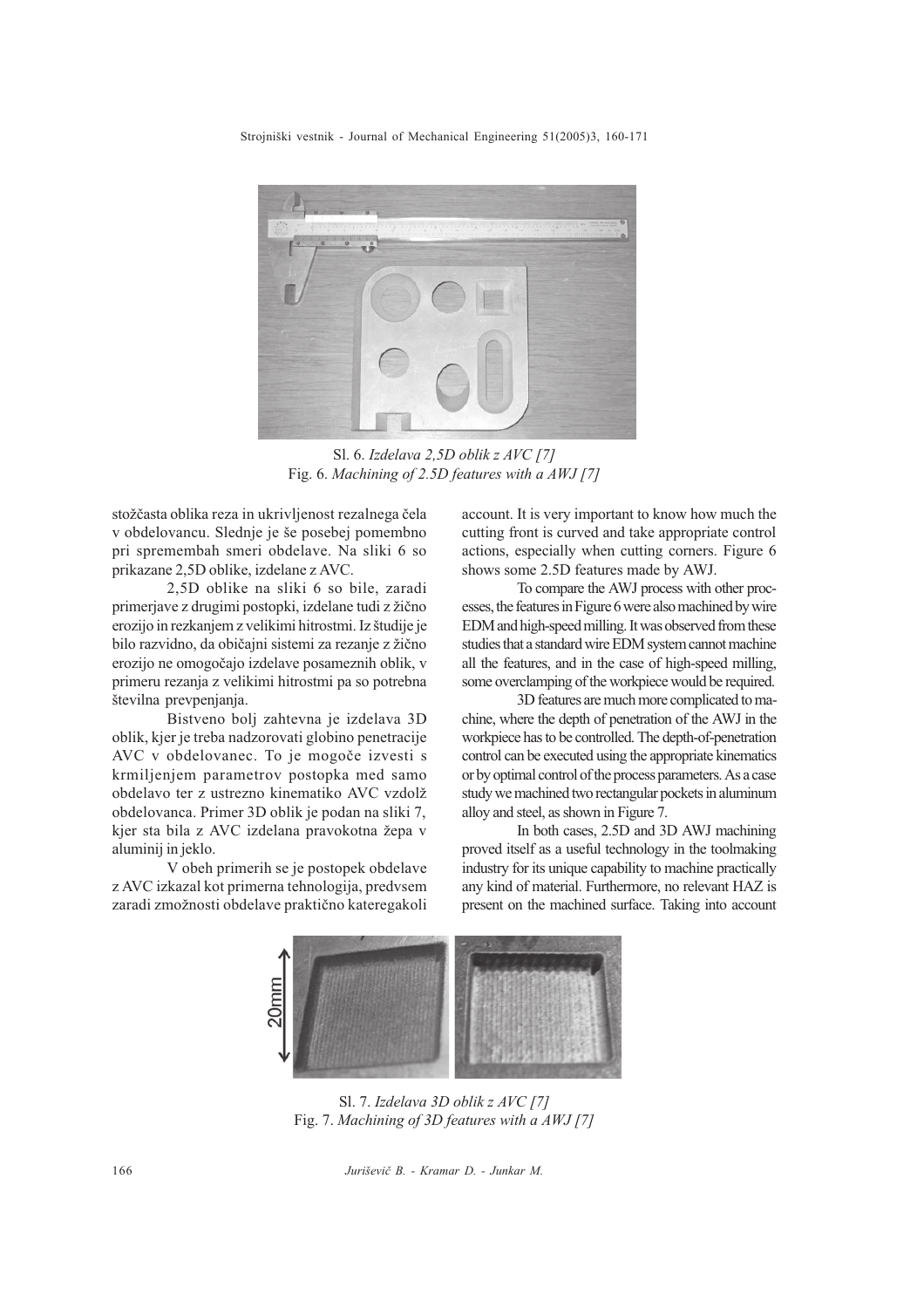Sl. 6. *Izdelava 2,5D oblik z AVC [7]*
Fig. 6. *Machining of 2.5D features with a AWJ [7]*

stožčasta oblika reza in ukrivljenost rezalnega čela v obdelovancu. Slednje je še posebej pomembno pri spremembah smeri obdelave. Na sliki 6 so prikazane 2,5D oblike, izdelane z AVC.

2,5D oblike na sliki 6 so bile, zaradi primerjave z drugimi postopki, izdelane tudi z žično erozijo in rezkanjem z velikimi hitrostmi. Iz študije je bilo razvidno, da običajni sistemi za rezanje z žično erozijo ne omogočajo izdelave posameznih oblik, v primeru rezanja z velikimi hitrostmi pa so potrebna številna prevpenjanja.

Bistveno bolj zahtevna je izdelava 3D oblik, kjer je treba nadzorovati globino penetracije AVC v obdelovanec. To je mogoče izvesti s krmiljenjem parametrov postopka med samo obdelavo ter z ustrezno kinematiko AVC vzdolž obdelovanca. Primer 3D oblik je podan na sliki 7, kjer sta bila z AVC izdelana pravokotna žepa v aluminij in jeklo.

V obeh primerih se je postopek obdelave z AVC izkazal kot primerna tehnologija, predvsem zaradi zmožnosti obdelave praktično kateregakoli

account. It is very important to know how much the cutting front is curved and take appropriate control actions, especially when cutting corners. Figure 6 shows some 2.5D features made by AWJ.

To compare the AWJ process with other processes, the features in Figure 6 were also machined by wire EDM and high-speed milling. It was observed from these studies that a standard wire EDM system cannot machine all the features, and in the case of high-speed milling, some overclamping of the workpiece would be required.

3D features are much more complicated to machine, where the depth of penetration of the AWJ in the workpiece has to be controlled. The depth-of-penetration control can be executed using the appropriate kinematics or by optimal control of the process parameters. As a case study we machined two rectangular pockets in aluminum alloy and steel, as shown in Figure 7.

In both cases, 2.5D and 3D AWJ machining proved itself as a useful technology in the toolmaking industry for its unique capability to machine practically any kind of material. Furthermore, no relevant HAZ is present on the machined surface. Taking into account

Sl. 7. *Izdelava 3D oblik z AVC [7]*
Fig. 7. *Machining of 3D features with a AWJ [7]*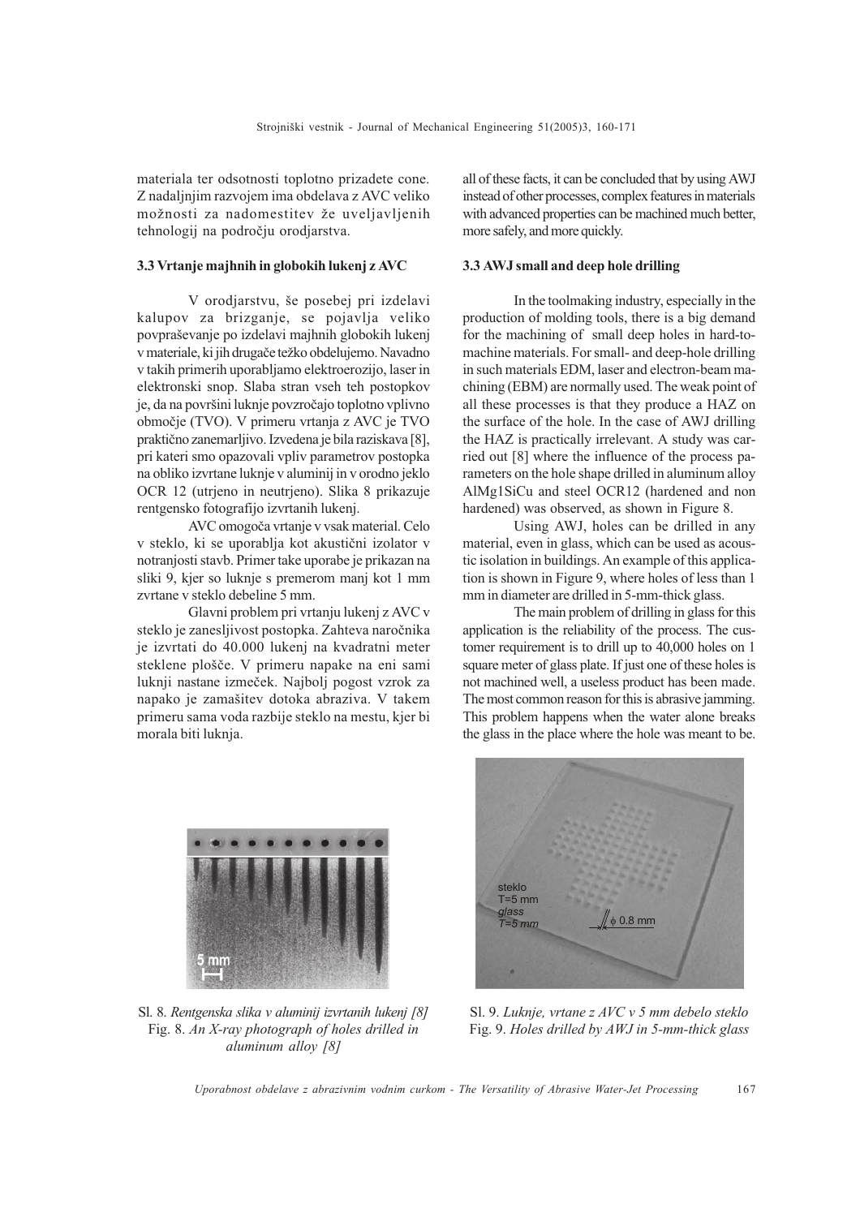materiala ter odsotnosti toplotno prizadete cone. Z nadaljnjim razvojem ima obdelava z AVC veliko možnosti za nadomestitev že uveljavljenih tehnologij na področju orodjarstva.

### 3.3 Vrtanje majhnih in globokih lukenj z AVC

V orodjarstvu, še posebej pri izdelavi kalupov za brizganje, se pojavlja veliko povpraševanje po izdelavi majhnih globokih lukenj v materiale, ki jih drugače težko obdelujemo. Navadno v takih primerih uporabljamo elektroerozijo, laser in elektronski snop. Slaba stran vseh teh postopkov je, da na površini luknje povzročajo toplotno vplivno območje (TVO). V primeru vrtanja z AVC je TVO praktično zanemarljivo. Izvedena je bila raziskava [8], pri kateri smo opazovali vpliv parametrov postopka na obliko izvrtane luknje v aluminij in v orodno jeklo OCR 12 (utrjeno in neutrjeno). Slika 8 prikazuje rentgensko fotografijo izvrtanih lukenj.

AVC omogoča vrtanje v vsak material. Celo v steklo, ki se uporablja kot akustični izolator v notranjosti stavb. Primer take uporabe je prikazan na sliki 9, kjer so luknje s premerom manj kot 1 mm zvrtane v steklo debeline 5 mm.

Glavni problem pri vrtanju lukenj z AVC v steklo je zanesljivost postopka. Zahteva naročnika je izvrtati do 40.000 lukenj na kvadratni meter steklene plošče. V primeru napake na eni sami luknji nastane izmeček. Najbolj pogost vzrok za napako je zamašitev dotoka abraziva. V takem primeru sama voda razbije steklo na mestu, kjer bi morala biti luknja.

all of these facts, it can be concluded that by using AWJ instead of other processes, complex features in materials with advanced properties can be machined much better, more safely, and more quickly.

### 3.3 AWJ small and deep hole drilling

In the toolmaking industry, especially in the production of molding tools, there is a big demand for the machining of small deep holes in hard-to-machine materials. For small- and deep-hole drilling in such materials EDM, laser and electron-beam machining (EBM) are normally used. The weak point of all these processes is that they produce a HAZ on the surface of the hole. In the case of AWJ drilling the HAZ is practically irrelevant. A study was carried out [8] where the influence of the process parameters on the hole shape drilled in aluminum alloy AlMg1SiCu and steel OCR12 (hardened and non hardened) was observed, as shown in Figure 8.

Using AWJ, holes can be drilled in any material, even in glass, which can be used as acoustic isolation in buildings. An example of this application is shown in Figure 9, where holes of less than 1 mm in diameter are drilled in 5-mm-thick glass.

The main problem of drilling in glass for this application is the reliability of the process. The customer requirement is to drill up to 40,000 holes on 1 square meter of glass plate. If just one of these holes is not machined well, a useless product has been made. The most common reason for this is abrasive jamming. This problem happens when the water alone breaks the glass in the place where the hole was meant to be.

Sl. 8. *Rentgenska slika v aluminij izvrtanih lukenj [8]*
Fig. 8. *An X-ray photograph of holes drilled in aluminum alloy [8]*

Sl. 9. *Luknje, vrtane z AVC v 5 mm debelo steklo*
Fig. 9. *Holes drilled by AWJ in 5-mm-thick glass*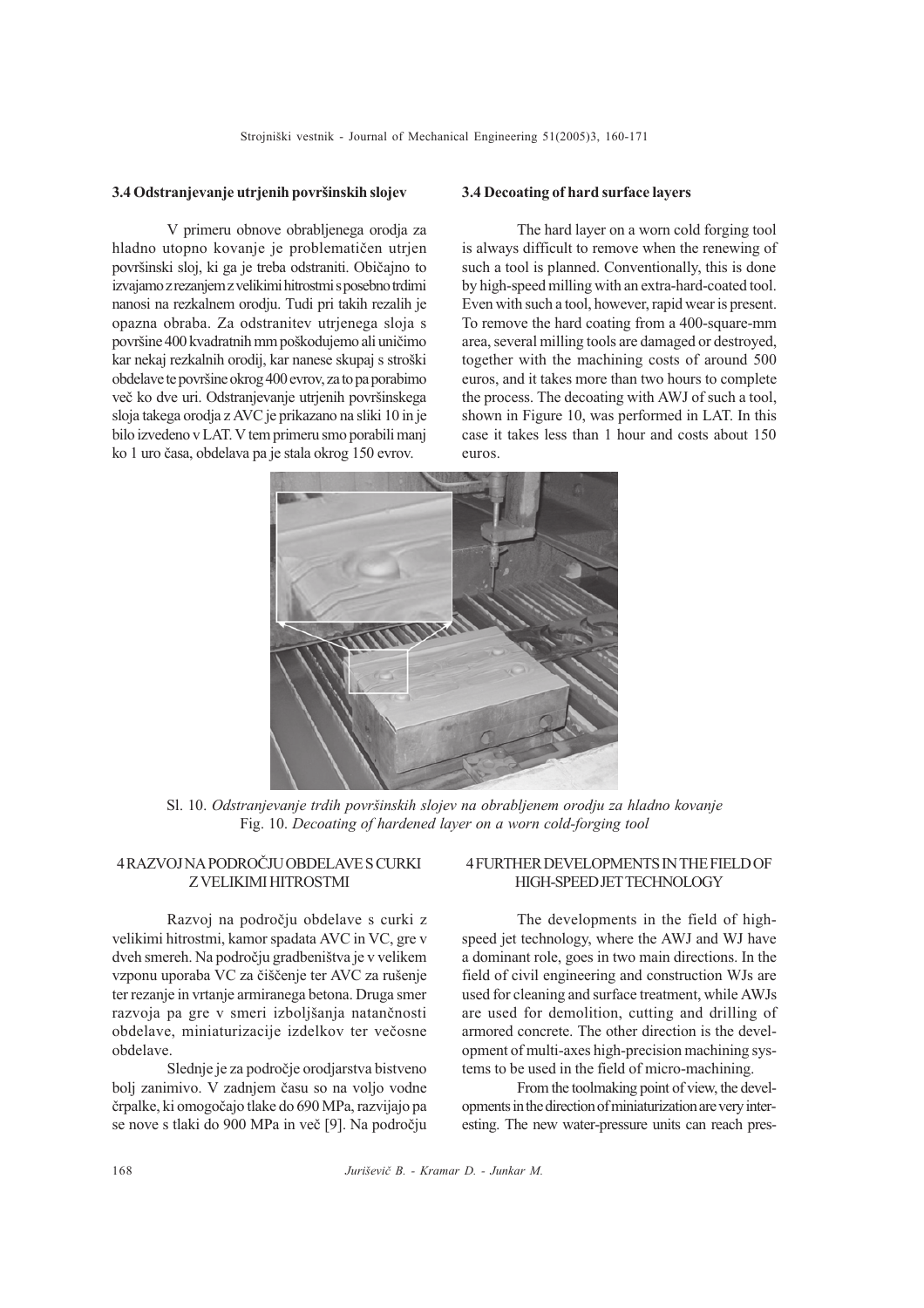### 3.4 Odstranjevanje utrjenih površinskih slojev

V primeru obnove obrabljenega orodja za hladno utopno kovanje je problematičen utrjen površinski sloj, ki ga je treba odstraniti. Običajno to izvajamo z rezanjem z velikimi hitrostmi s posebno trdimi nanosi na rezkalnem orodju. Tudi pri takih rezalih je opazna obraba. Za odstranitev utrjenega sloja s površine 400 kvadratnih mm poškodujemo ali uničimo kar nekaj rezkalnih orodij, kar nanese skupaj s stroški obdelave te površine okrog 400 evrov, za to pa porabimo več ko dve uri. Odstranjevanje utrjenih površinskega sloja takega orodja z AVC je prikazano na sliki 10 in je bilo izvedeno v LAT. V tem primeru smo porabili manj ko 1 uro časa, obdelava pa je stala okrog 150 evrov.

### 3.4 Decoating of hard surface layers

The hard layer on a worn cold forging tool is always difficult to remove when the renewing of such a tool is planned. Conventionally, this is done by high-speed milling with an extra-hard-coated tool. Even with such a tool, however, rapid wear is present. To remove the hard coating from a 400-square-mm area, several milling tools are damaged or destroyed, together with the machining costs of around 500 euros, and it takes more than two hours to complete the process. The decoating with AWJ of such a tool, shown in Figure 10, was performed in LAT. In this case it takes less than 1 hour and costs about 150 euros.

Sl. 10. *Odstranjevanje trdih površinskih slojev na obrabljenem orodju za hladno kovanje*
Fig. 10. *Decoating of hardened layer on a worn cold-forging tool*

## 4 RAZVOJ NA PODROČJU OBDELAVE S CURKI Z VELIKIMI HITROSTMI

Razvoj na področju obdelave s curki z velikimi hitrostmi, kamor spadata AVC in VC, gre v dveh smereh. Na področju gradbeništva je v velikem vzponu uporaba VC za čiščenje ter AVC za rušenje ter rezanje in vrtanje armiranega betona. Druga smer razvoja pa gre v smeri izboljšanja natančnosti obdelave, miniaturizacije izdelkov ter večosne obdelave.

Slednje je za področje orodjarstva bistveno bolj zanimivo. V zadnjem času so na voljo vodne črpalke, ki omogočajo tlake do 690 MPa, razvijajo pa se nove s tlaki do 900 MPa in več [9]. Na področju

## 4 FURTHER DEVELOPMENTS IN THE FIELD OF HIGH-SPEED JET TECHNOLOGY

The developments in the field of high-speed jet technology, where the AWJ and WJ have a dominant role, goes in two main directions. In the field of civil engineering and construction WJs are used for cleaning and surface treatment, while AWJs are used for demolition, cutting and drilling of armored concrete. The other direction is the development of multi-axes high-precision machining systems to be used in the field of micro-machining.

From the toolmaking point of view, the developments in the direction of miniaturization are very interesting. The new water-pressure units can reach pres-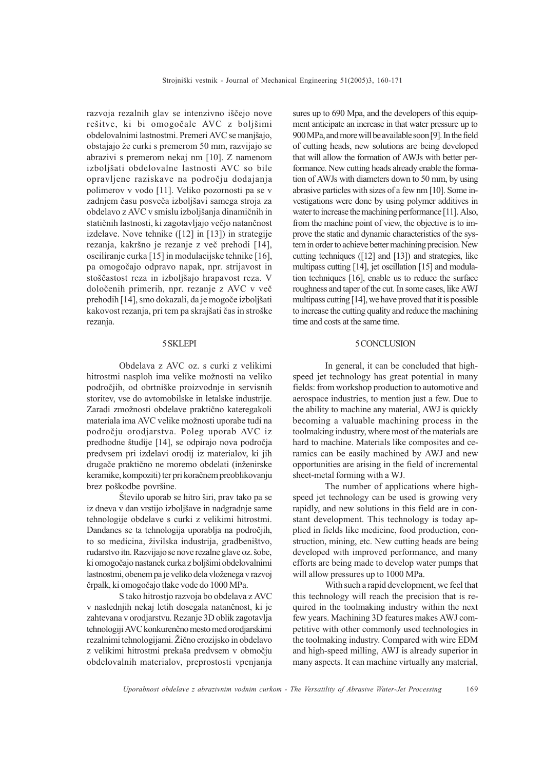razvoja rezalnih glav se intenzivno iščejo nove rešitve, ki bi omogočale AVC z boljšimi obdelovalnimi lastnostmi. Premeri AVC se manjšajo, obstajajo že curki s premerom 50 mm, razvijajo se abrazivi s premerom nekaj nm [10]. Z namenom izboljšati obdelovalne lastnosti AVC so bile opravljene raziskave na področju dodajanja polimerov v vodo [11]. Veliko pozornosti pa se v zadnjem času posveča izboljšavi samega stroja za obdelavo z AVC v smislu izboljšanja dinamičnih in statičnih lastnosti, ki zagotavljajo večjo natančnost izdelave. Nove tehnike ([12] in [13]) in strategije rezanja, kakršno je rezanje z več prehodi [14], osciliranje curka [15] in modulacijske tehnike [16], pa omogočajo odpravo napak, npr. strijavost in stoščastost reza in izboljšajo hrapavost reza. V določenih primerih, npr. rezanje z AVC v več prehodih [14], smo dokazali, da je mogoče izboljšati kakovost rezanja, pri tem pa skrajšati čas in stroške rezanja.

## 5 SKLEPI

Obdelava z AVC oz. s curki z velikimi hitrostmi nasploh ima velike možnosti na veliko področjih, od obrtniške proizvodnje in servisnih storitev, vse do avtomobilske in letalske industrije. Zaradi zmožnosti obdelave praktično kateregakoli materiala ima AVC velike možnosti uporabe tudi na področju orodjarstva. Poleg uporab AVC iz predhodne študije [14], se odpirajo nova področja predvsem pri izdelavi orodij iz materialov, ki jih drugače praktično ne moremo obdelati (inženirske keramike, kompoziti) ter pri koračnem preoblikovanju brez poškodbe površine.

Število uporab se hitro širi, prav tako pa se iz dneva v dan vrstijo izboljšave in nadgradnje same tehnologije obdelave s curki z velikimi hitrostmi. Dandanes se ta tehnologija uporablja na področjih, to so medicina, živilska industrija, gradbeništvo, rudarstvo itn. Razvijajo se nove rezalne glave oz. šobe, ki omogočajo nastanek curka z boljšimi obdelovalnimi lastnostmi, obenem pa je veliko dela vloženega v razvoj črpalk, ki omogočajo tlake vode do 1000 MPa.

S tako hitrostjo razvoja bo obdelava z AVC v naslednjih nekaj letih dosegala natančnost, ki je zahtevana v orodjarstvu. Rezanje 3D oblik zagotavlja tehnologiji AVC konkurenčno mesto med orodjarskimi rezalnimi tehnologijami. Žično erozijsko in obdelavo z velikimi hitrostmi prekaša predvsem v območju obdelovalnih materialov, preprostosti vpenjanja

sures up to 690 Mpa, and the developers of this equipment anticipate an increase in that water pressure up to 900 MPa, and more will be available soon [9]. In the field of cutting heads, new solutions are being developed that will allow the formation of AWJs with better performance. New cutting heads already enable the formation of AWJs with diameters down to 50 mm, by using abrasive particles with sizes of a few nm [10]. Some investigations were done by using polymer additives in water to increase the machining performance [11]. Also, from the machine point of view, the objective is to improve the static and dynamic characteristics of the system in order to achieve better machining precision. New cutting techniques ([12] and [13]) and strategies, like multipass cutting [14], jet oscillation [15] and modulation techniques [16], enable us to reduce the surface roughness and taper of the cut. In some cases, like AWJ multipass cutting [14], we have proved that it is possible to increase the cutting quality and reduce the machining time and costs at the same time.

## 5 CONCLUSION

In general, it can be concluded that high-speed jet technology has great potential in many fields: from workshop production to automotive and aerospace industries, to mention just a few. Due to the ability to machine any material, AWJ is quickly becoming a valuable machining process in the toolmaking industry, where most of the materials are hard to machine. Materials like composites and ceramics can be easily machined by AWJ and new opportunities are arising in the field of incremental sheet-metal forming with a WJ.

The number of applications where high-speed jet technology can be used is growing very rapidly, and new solutions in this field are in constant development. This technology is today applied in fields like medicine, food production, construction, mining, etc. New cutting heads are being developed with improved performance, and many efforts are being made to develop water pumps that will allow pressures up to 1000 MPa.

With such a rapid development, we feel that this technology will reach the precision that is required in the toolmaking industry within the next few years. Machining 3D features makes AWJ competitive with other commonly used technologies in the toolmaking industry. Compared with wire EDM and high-speed milling, AWJ is already superior in many aspects. It can machine virtually any material,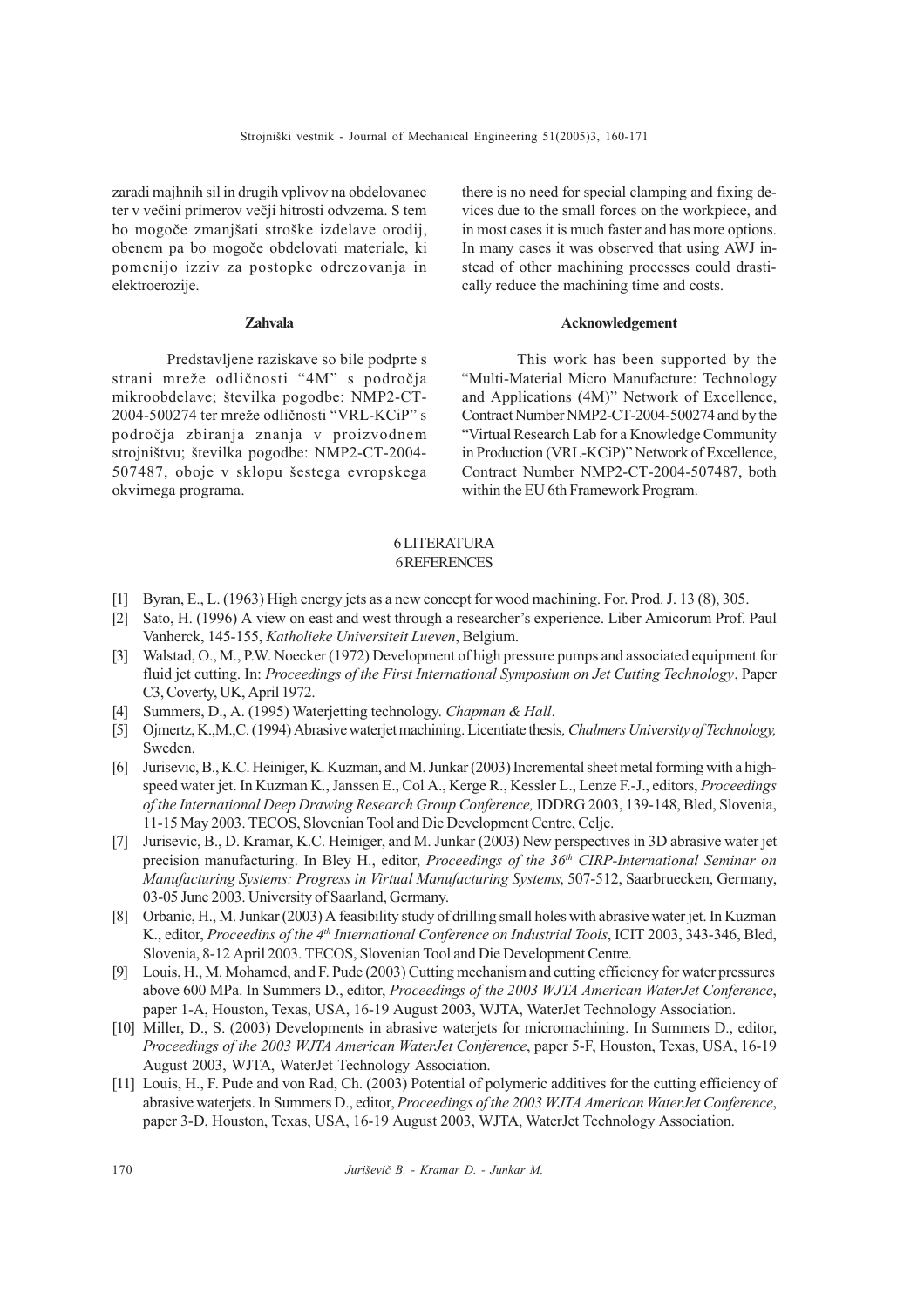zaradi majhnih sil in drugih vplivov na obdelovanec ter v večini primerov večji hitrosti odvzema. S tem bo mogoče zmanjšati stroške izdelave orodij, obenem pa bo mogoče obdelovati materiale, ki pomenijo izziv za postopke odrezovanja in elektroerozije.

there is no need for special clamping and fixing devices due to the small forces on the workpiece, and in most cases it is much faster and has more options. In many cases it was observed that using AWJ instead of other machining processes could drastically reduce the machining time and costs.

### Zahvala

Predstavljene raziskave so bile podprte s strani mreže odličnosti "4M" s področja mikroobdelave; številka pogodbe: NMP2-CT-2004-500274 ter mreže odličnosti "VRL-KCiP" s področja zbiranja znanja v proizvodnem strojništvu; številka pogodbe: NMP2-CT-2004-507487, oboje v sklopu šestega evropskega okvirnega programa.

### Acknowledgement

This work has been supported by the "Multi-Material Micro Manufacture: Technology and Applications (4M)" Network of Excellence, Contract Number NMP2-CT-2004-500274 and by the "Virtual Research Lab for a Knowledge Community in Production (VRL-KCiP)" Network of Excellence, Contract Number NMP2-CT-2004-507487, both within the EU 6th Framework Program.

## 6 LITERATURA
## 6 REFERENCES

[1] Byran, E., L. (1963) High energy jets as a new concept for wood machining. For. Prod. J. 13 (8), 305.

[2] Sato, H. (1996) A view on east and west through a researcher's experience. Liber Amicorum Prof. Paul Vanherck, 145-155, *Katholieke Universiteit Lueven*, Belgium.

[3] Walstad, O., M., P.W. Noecker (1972) Development of high pressure pumps and associated equipment for fluid jet cutting. In: *Proceedings of the First International Symposium on Jet Cutting Technology*, Paper C3, Coverty, UK, April 1972.

[4] Summers, D., A. (1995) Waterjetting technology. *Chapman & Hall*.

[5] Ojmertz, K.,M.,C. (1994) Abrasive waterjet machining. Licentiate thesis, *Chalmers University of Technology,* Sweden.

[6] Jurisevic, B., K.C. Heiniger, K. Kuzman, and M. Junkar (2003) Incremental sheet metal forming with a high-speed water jet. In Kuzman K., Janssen E., Col A., Kerge R., Kessler L., Lenze F.-J., editors, *Proceedings of the International Deep Drawing Research Group Conference,* IDDRG 2003, 139-148, Bled, Slovenia, 11-15 May 2003. TECOS, Slovenian Tool and Die Development Centre, Celje.

[7] Jurisevic, B., D. Kramar, K.C. Heiniger, and M. Junkar (2003) New perspectives in 3D abrasive water jet precision manufacturing. In Bley H., editor, *Proceedings of the 36th CIRP-International Seminar on Manufacturing Systems: Progress in Virtual Manufacturing Systems*, 507-512, Saarbruecken, Germany, 03-05 June 2003. University of Saarland, Germany.

[8] Orbanic, H., M. Junkar (2003) A feasibility study of drilling small holes with abrasive water jet. In Kuzman K., editor, *Proceedins of the 4th International Conference on Industrial Tools*, ICIT 2003, 343-346, Bled, Slovenia, 8-12 April 2003. TECOS, Slovenian Tool and Die Development Centre.

[9] Louis, H., M. Mohamed, and F. Pude (2003) Cutting mechanism and cutting efficiency for water pressures above 600 MPa. In Summers D., editor, *Proceedings of the 2003 WJTA American WaterJet Conference*, paper 1-A, Houston, Texas, USA, 16-19 August 2003, WJTA, WaterJet Technology Association.

[10] Miller, D., S. (2003) Developments in abrasive waterjets for micromachining. In Summers D., editor, *Proceedings of the 2003 WJTA American WaterJet Conference*, paper 5-F, Houston, Texas, USA, 16-19 August 2003, WJTA, WaterJet Technology Association.

[11] Louis, H., F. Pude and von Rad, Ch. (2003) Potential of polymeric additives for the cutting efficiency of abrasive waterjets. In Summers D., editor, *Proceedings of the 2003 WJTA American WaterJet Conference*, paper 3-D, Houston, Texas, USA, 16-19 August 2003, WJTA, WaterJet Technology Association.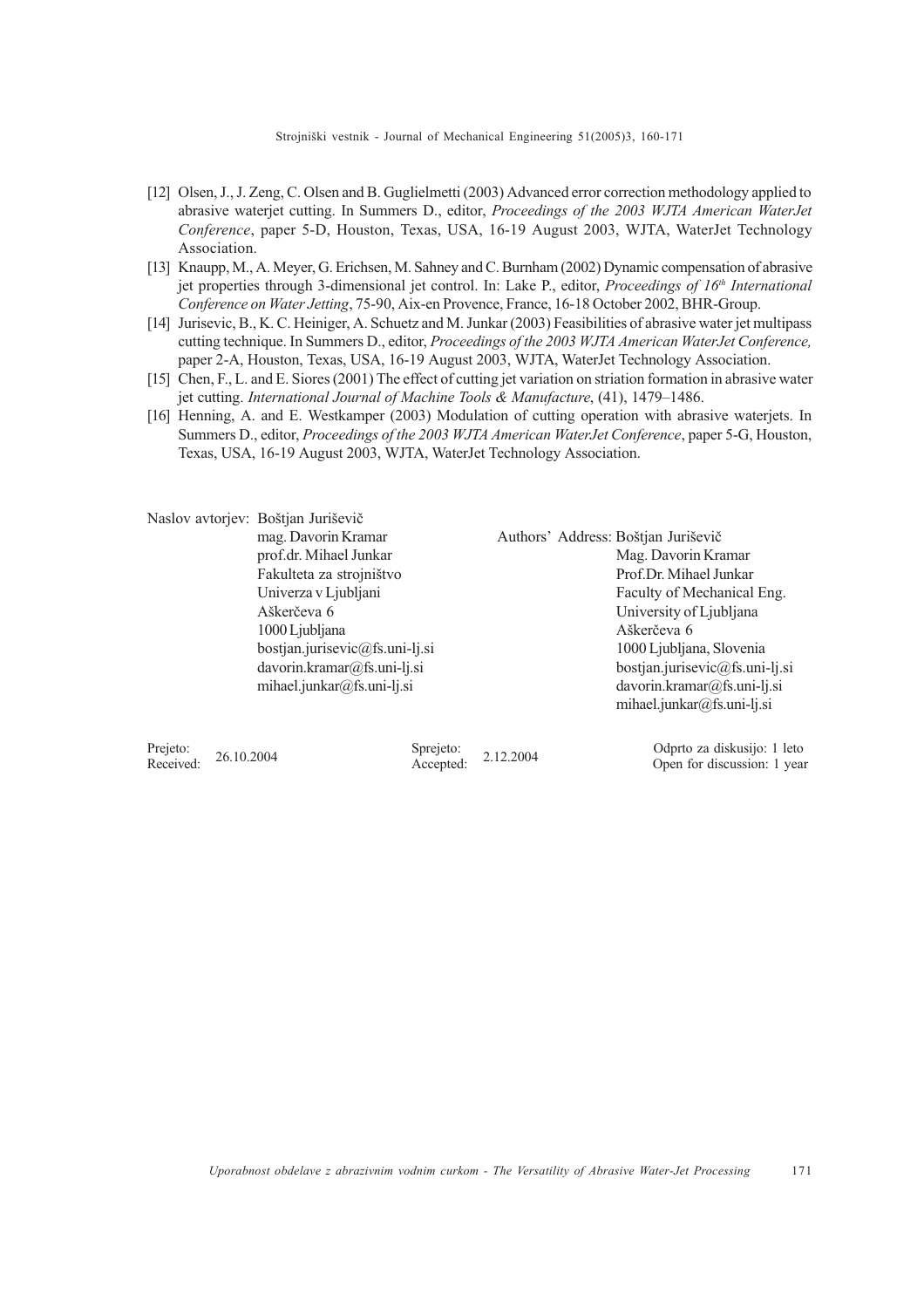[12] Olsen, J., J. Zeng, C. Olsen and B. Guglielmetti (2003) Advanced error correction methodology applied to abrasive waterjet cutting. In Summers D., editor, *Proceedings of the 2003 WJTA American WaterJet Conference*, paper 5-D, Houston, Texas, USA, 16-19 August 2003, WJTA, WaterJet Technology Association.

[13] Knaupp, M., A. Meyer, G. Erichsen, M. Sahney and C. Burnham (2002) Dynamic compensation of abrasive jet properties through 3-dimensional jet control. In: Lake P., editor, *Proceedings of 16th International Conference on Water Jetting*, 75-90, Aix-en Provence, France, 16-18 October 2002, BHR-Group.

[14] Jurisevic, B., K. C. Heiniger, A. Schuetz and M. Junkar (2003) Feasibilities of abrasive water jet multipass cutting technique. In Summers D., editor, *Proceedings of the 2003 WJTA American WaterJet Conference,* paper 2-A, Houston, Texas, USA, 16-19 August 2003, WJTA, WaterJet Technology Association.

[15] Chen, F., L. and E. Siores (2001) The effect of cutting jet variation on striation formation in abrasive water jet cutting. *International Journal of Machine Tools & Manufacture*, (41), 1479–1486.

[16] Henning, A. and E. Westkamper (2003) Modulation of cutting operation with abrasive waterjets. In Summers D., editor, *Proceedings of the 2003 WJTA American WaterJet Conference*, paper 5-G, Houston, Texas, USA, 16-19 August 2003, WJTA, WaterJet Technology Association.

Naslov avtorjev: Boštjan Juriševič
mag. Davorin Kramar
prof.dr. Mihael Junkar
Fakulteta za strojništvo
Univerza v Ljubljani
Aškerčeva 6
1000 Ljubljana
bostjan.jurisevic@fs.uni-lj.si
davorin.kramar@fs.uni-lj.si
mihael.junkar@fs.uni-lj.si

Authors' Address: Boštjan Juriševič
Mag. Davorin Kramar
Prof.Dr. Mihael Junkar
Faculty of Mechanical Eng.
University of Ljubljana
Aškerčeva 6
1000 Ljubljana, Slovenia
bostjan.jurisevic@fs.uni-lj.si
davorin.kramar@fs.uni-lj.si
mihael.junkar@fs.uni-lj.si

Prejeto: / Received: 26.10.2004

Sprejeto: / Accepted: 2.12.2004

Odprto za diskusijo: 1 leto / Open for discussion: 1 year